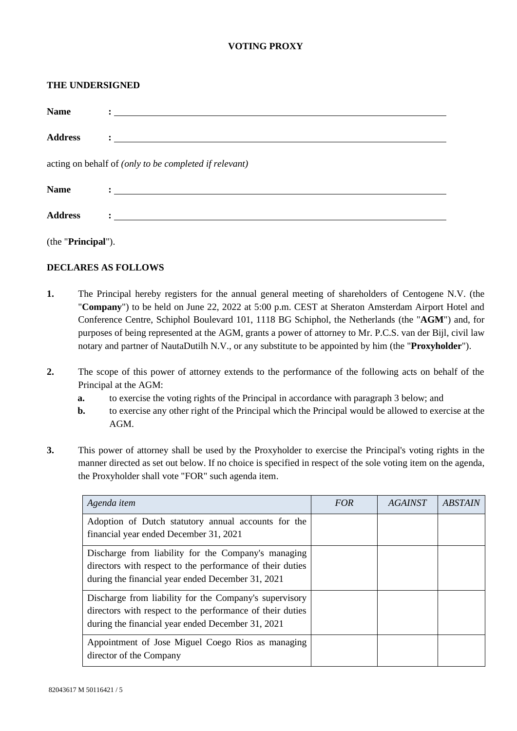# VOTING PROXY

**THE UNDERSIGNED**

**Name** : ____________________________________________

**Address** : ____________________________________________

acting on behalf of *(only to be completed if relevant)*

**Name** : ____________________________________________

**Address** : ____________________________________________

(the "**Principal**").

**DECLARES AS FOLLOWS**

**1.** The Principal hereby registers for the annual general meeting of shareholders of Centogene N.V. (the "**Company**") to be held on June 22, 2022 at 5:00 p.m. CEST at Sheraton Amsterdam Airport Hotel and Conference Centre, Schiphol Boulevard 101, 1118 BG Schiphol, the Netherlands (the "**AGM**") and, for purposes of being represented at the AGM, grants a power of attorney to Mr. P.C.S. van der Bijl, civil law notary and partner of NautaDutilh N.V., or any substitute to be appointed by him (the "**Proxyholder**").

**2.** The scope of this power of attorney extends to the performance of the following acts on behalf of the Principal at the AGM:

**a.** to exercise the voting rights of the Principal in accordance with paragraph 3 below; and

**b.** to exercise any other right of the Principal which the Principal would be allowed to exercise at the AGM.

**3.** This power of attorney shall be used by the Proxyholder to exercise the Principal's voting rights in the manner directed as set out below. If no choice is specified in respect of the sole voting item on the agenda, the Proxyholder shall vote "FOR" such agenda item.

| *Agenda item* | *FOR* | *AGAINST* | *ABSTAIN* |
|---|---|---|---|
| Adoption of Dutch statutory annual accounts for the financial year ended December 31, 2021 | | | |
| Discharge from liability for the Company's managing directors with respect to the performance of their duties during the financial year ended December 31, 2021 | | | |
| Discharge from liability for the Company's supervisory directors with respect to the performance of their duties during the financial year ended December 31, 2021 | | | |
| Appointment of Jose Miguel Coego Rios as managing director of the Company | | | |

82043617 M 50116421 / 5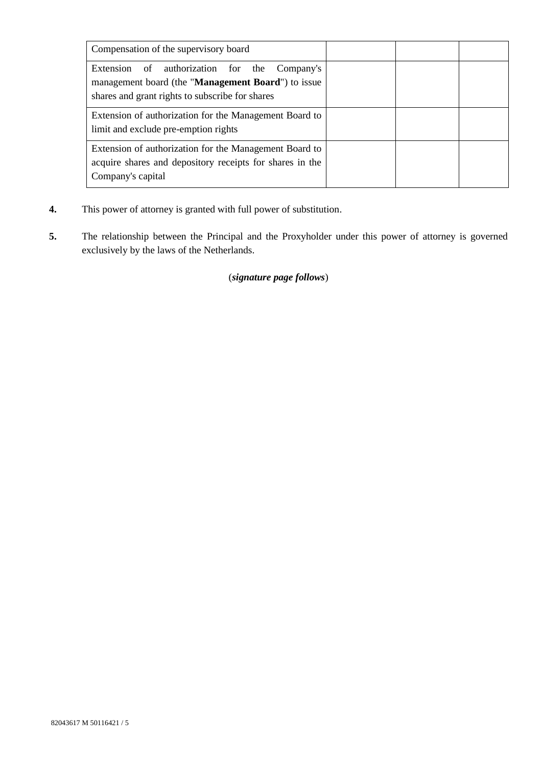| | | | |
|---|---|---|---|
| Compensation of the supervisory board | | | |
| Extension of authorization for the Company's management board (the "**Management Board**") to issue shares and grant rights to subscribe for shares | | | |
| Extension of authorization for the Management Board to limit and exclude pre-emption rights | | | |
| Extension of authorization for the Management Board to acquire shares and depository receipts for shares in the Company's capital | | | |

**4.** This power of attorney is granted with full power of substitution.

**5.** The relationship between the Principal and the Proxyholder under this power of attorney is governed exclusively by the laws of the Netherlands.

(***signature page follows***)

82043617 M 50116421 / 5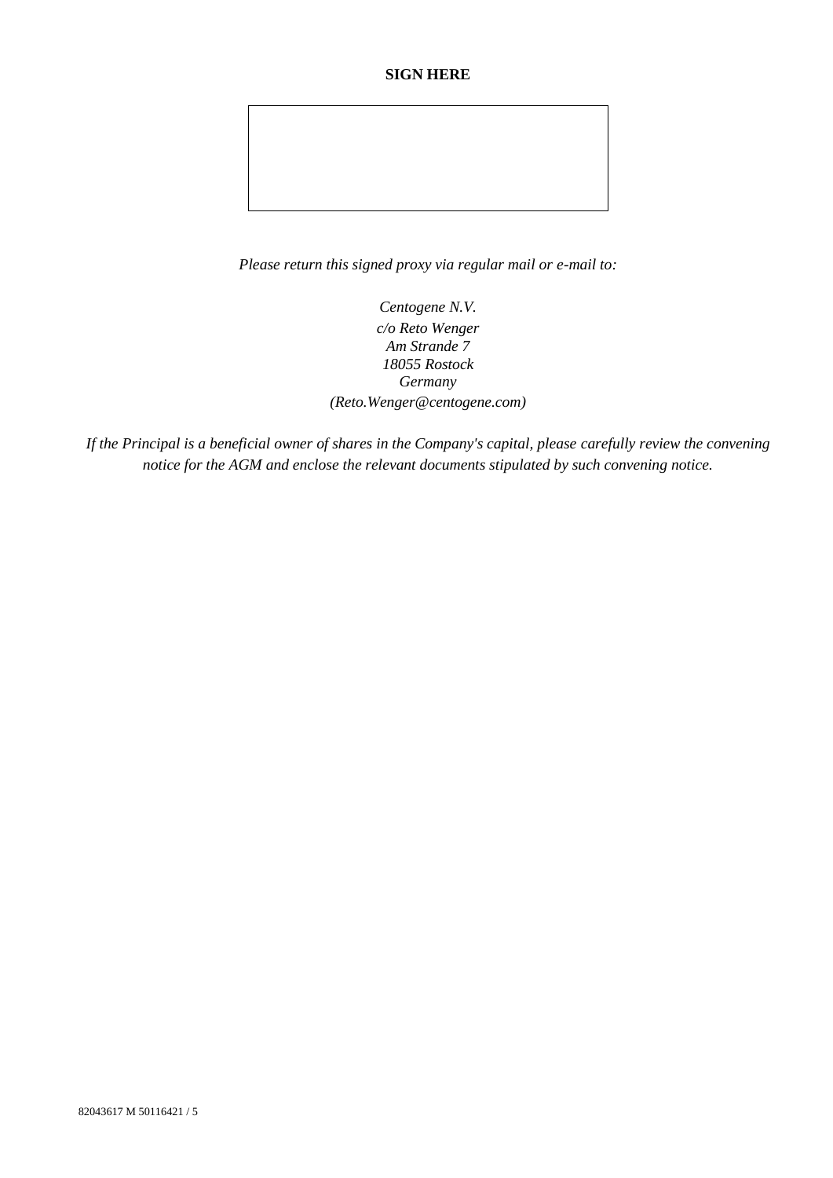**SIGN HERE**

*Please return this signed proxy via regular mail or e-mail to:*

*Centogene N.V.*
*c/o Reto Wenger*
*Am Strande 7*
*18055 Rostock*
*Germany*
*(Reto.Wenger@centogene.com)*

*If the Principal is a beneficial owner of shares in the Company's capital, please carefully review the convening notice for the AGM and enclose the relevant documents stipulated by such convening notice.*